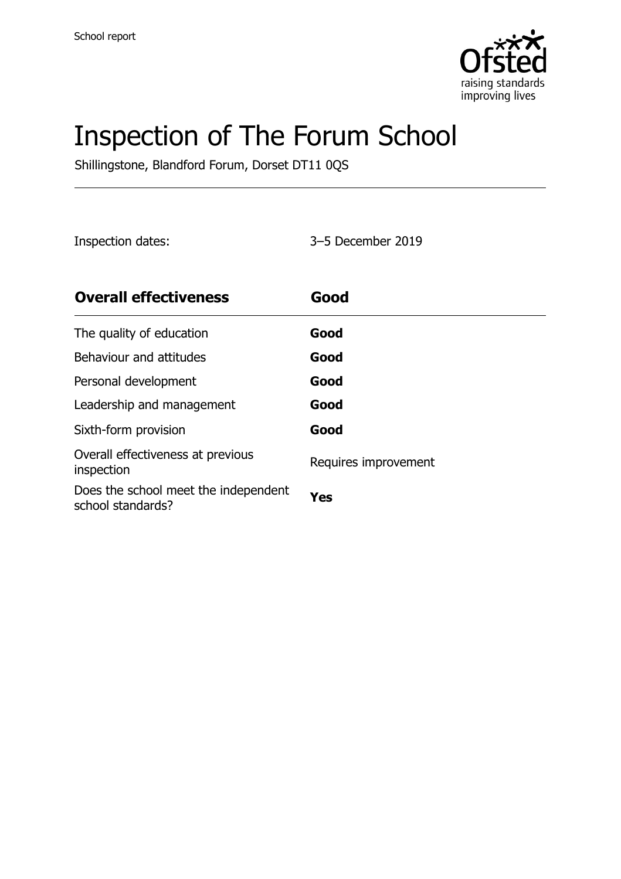School report

# Inspection of The Forum School

Shillingstone, Blandford Forum, Dorset DT11 0QS

Inspection dates: 3–5 December 2019

| **Overall effectiveness** | **Good** |
| --- | --- |
| The quality of education | **Good** |
| Behaviour and attitudes | **Good** |
| Personal development | **Good** |
| Leadership and management | **Good** |
| Sixth-form provision | **Good** |
| Overall effectiveness at previous inspection | Requires improvement |
| Does the school meet the independent school standards? | **Yes** |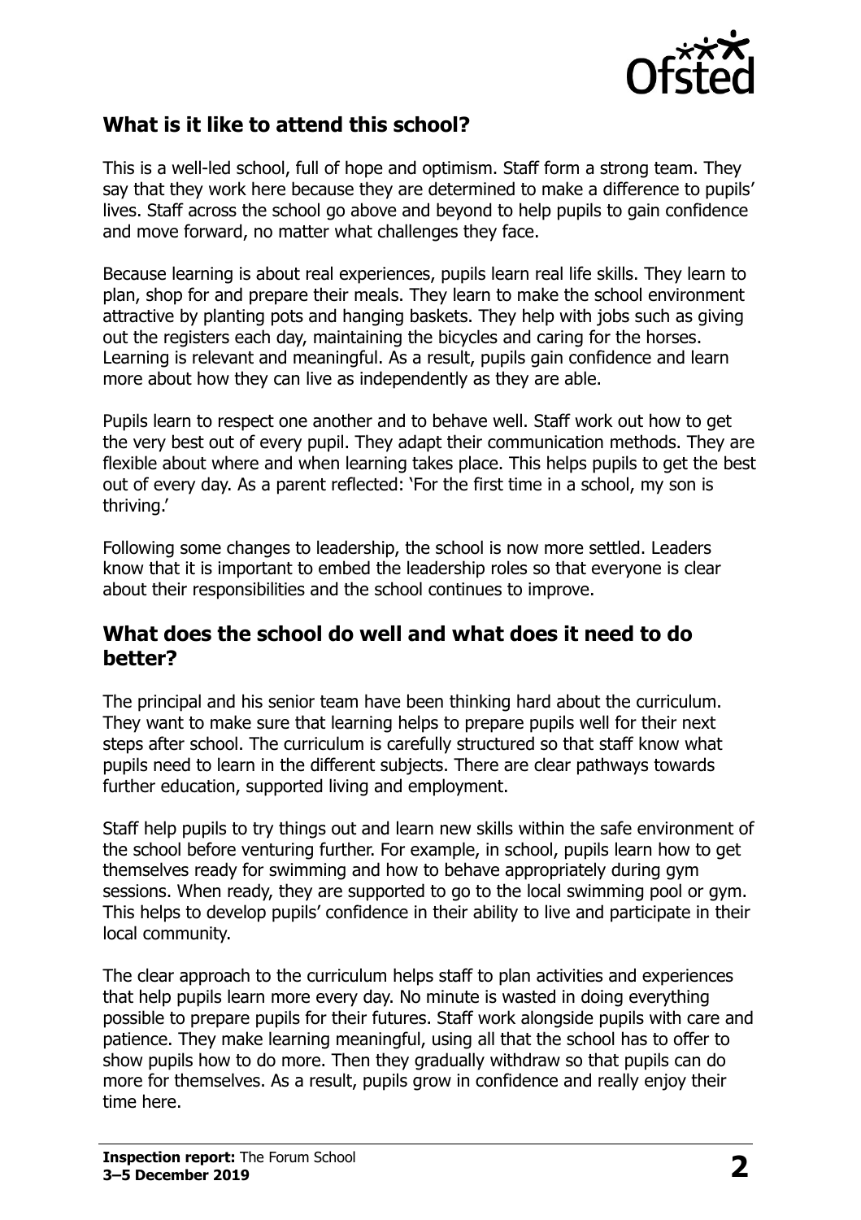## What is it like to attend this school?

This is a well-led school, full of hope and optimism. Staff form a strong team. They say that they work here because they are determined to make a difference to pupils' lives. Staff across the school go above and beyond to help pupils to gain confidence and move forward, no matter what challenges they face.

Because learning is about real experiences, pupils learn real life skills. They learn to plan, shop for and prepare their meals. They learn to make the school environment attractive by planting pots and hanging baskets. They help with jobs such as giving out the registers each day, maintaining the bicycles and caring for the horses. Learning is relevant and meaningful. As a result, pupils gain confidence and learn more about how they can live as independently as they are able.

Pupils learn to respect one another and to behave well. Staff work out how to get the very best out of every pupil. They adapt their communication methods. They are flexible about where and when learning takes place. This helps pupils to get the best out of every day. As a parent reflected: 'For the first time in a school, my son is thriving.'

Following some changes to leadership, the school is now more settled. Leaders know that it is important to embed the leadership roles so that everyone is clear about their responsibilities and the school continues to improve.

## What does the school do well and what does it need to do better?

The principal and his senior team have been thinking hard about the curriculum. They want to make sure that learning helps to prepare pupils well for their next steps after school. The curriculum is carefully structured so that staff know what pupils need to learn in the different subjects. There are clear pathways towards further education, supported living and employment.

Staff help pupils to try things out and learn new skills within the safe environment of the school before venturing further. For example, in school, pupils learn how to get themselves ready for swimming and how to behave appropriately during gym sessions. When ready, they are supported to go to the local swimming pool or gym. This helps to develop pupils' confidence in their ability to live and participate in their local community.

The clear approach to the curriculum helps staff to plan activities and experiences that help pupils learn more every day. No minute is wasted in doing everything possible to prepare pupils for their futures. Staff work alongside pupils with care and patience. They make learning meaningful, using all that the school has to offer to show pupils how to do more. Then they gradually withdraw so that pupils can do more for themselves. As a result, pupils grow in confidence and really enjoy their time here.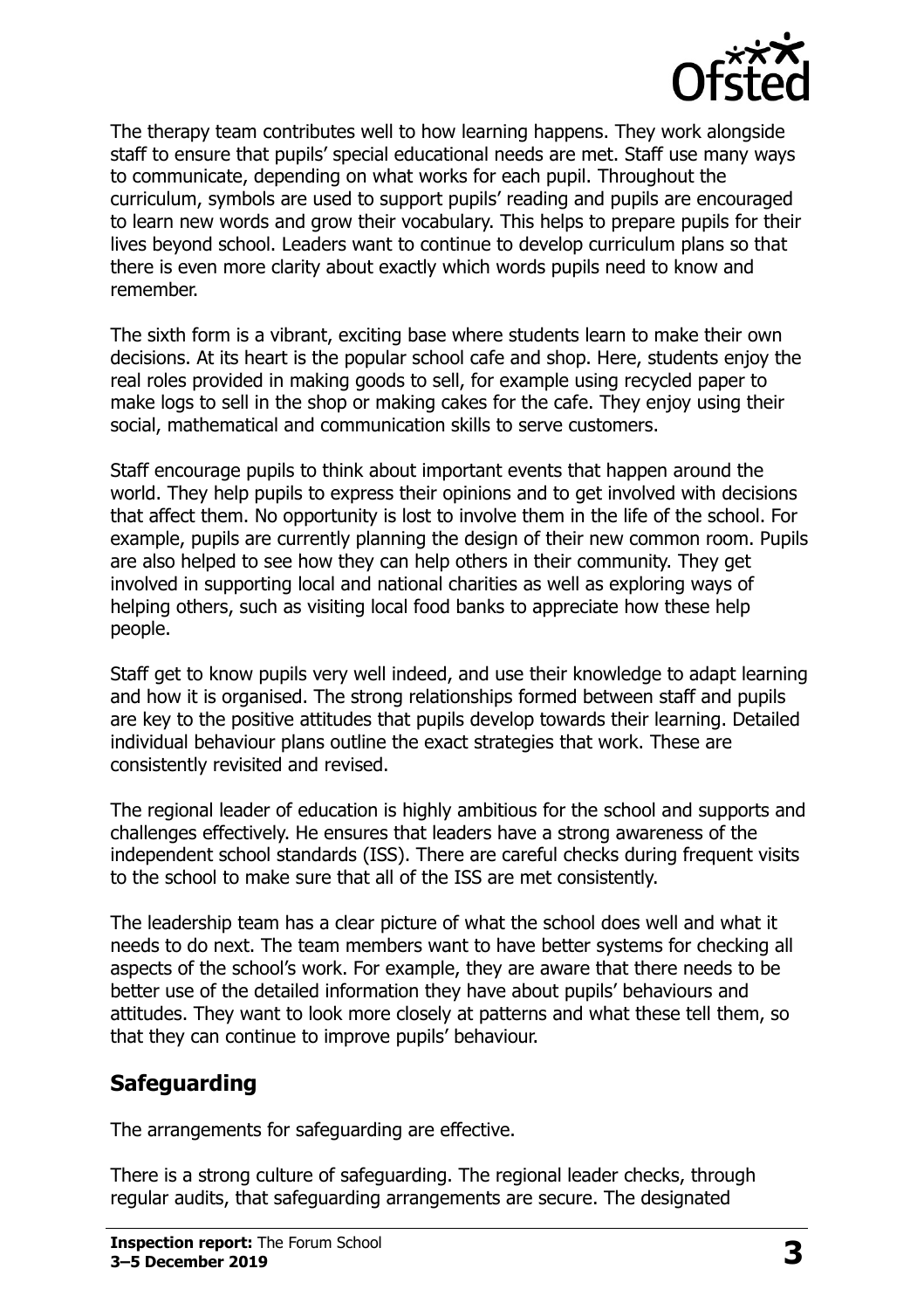The therapy team contributes well to how learning happens. They work alongside staff to ensure that pupils' special educational needs are met. Staff use many ways to communicate, depending on what works for each pupil. Throughout the curriculum, symbols are used to support pupils' reading and pupils are encouraged to learn new words and grow their vocabulary. This helps to prepare pupils for their lives beyond school. Leaders want to continue to develop curriculum plans so that there is even more clarity about exactly which words pupils need to know and remember.

The sixth form is a vibrant, exciting base where students learn to make their own decisions. At its heart is the popular school cafe and shop. Here, students enjoy the real roles provided in making goods to sell, for example using recycled paper to make logs to sell in the shop or making cakes for the cafe. They enjoy using their social, mathematical and communication skills to serve customers.

Staff encourage pupils to think about important events that happen around the world. They help pupils to express their opinions and to get involved with decisions that affect them. No opportunity is lost to involve them in the life of the school. For example, pupils are currently planning the design of their new common room. Pupils are also helped to see how they can help others in their community. They get involved in supporting local and national charities as well as exploring ways of helping others, such as visiting local food banks to appreciate how these help people.

Staff get to know pupils very well indeed, and use their knowledge to adapt learning and how it is organised. The strong relationships formed between staff and pupils are key to the positive attitudes that pupils develop towards their learning. Detailed individual behaviour plans outline the exact strategies that work. These are consistently revisited and revised.

The regional leader of education is highly ambitious for the school and supports and challenges effectively. He ensures that leaders have a strong awareness of the independent school standards (ISS). There are careful checks during frequent visits to the school to make sure that all of the ISS are met consistently.

The leadership team has a clear picture of what the school does well and what it needs to do next. The team members want to have better systems for checking all aspects of the school's work. For example, they are aware that there needs to be better use of the detailed information they have about pupils' behaviours and attitudes. They want to look more closely at patterns and what these tell them, so that they can continue to improve pupils' behaviour.

## Safeguarding

The arrangements for safeguarding are effective.

There is a strong culture of safeguarding. The regional leader checks, through regular audits, that safeguarding arrangements are secure. The designated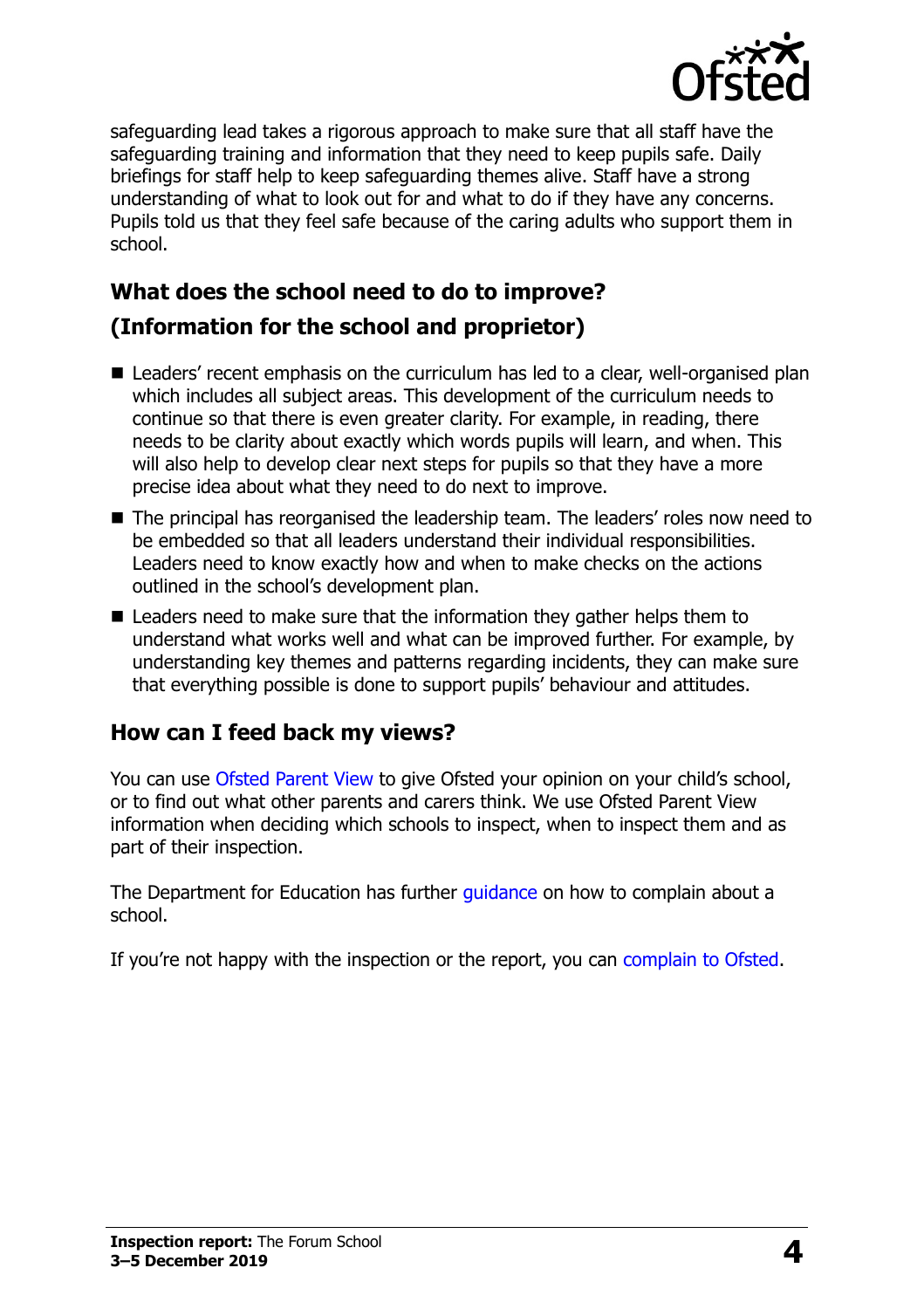safeguarding lead takes a rigorous approach to make sure that all staff have the safeguarding training and information that they need to keep pupils safe. Daily briefings for staff help to keep safeguarding themes alive. Staff have a strong understanding of what to look out for and what to do if they have any concerns. Pupils told us that they feel safe because of the caring adults who support them in school.

## What does the school need to do to improve?

## (Information for the school and proprietor)

- Leaders' recent emphasis on the curriculum has led to a clear, well-organised plan which includes all subject areas. This development of the curriculum needs to continue so that there is even greater clarity. For example, in reading, there needs to be clarity about exactly which words pupils will learn, and when. This will also help to develop clear next steps for pupils so that they have a more precise idea about what they need to do next to improve.
- The principal has reorganised the leadership team. The leaders' roles now need to be embedded so that all leaders understand their individual responsibilities. Leaders need to know exactly how and when to make checks on the actions outlined in the school's development plan.
- Leaders need to make sure that the information they gather helps them to understand what works well and what can be improved further. For example, by understanding key themes and patterns regarding incidents, they can make sure that everything possible is done to support pupils' behaviour and attitudes.

## How can I feed back my views?

You can use Ofsted Parent View to give Ofsted your opinion on your child's school, or to find out what other parents and carers think. We use Ofsted Parent View information when deciding which schools to inspect, when to inspect them and as part of their inspection.

The Department for Education has further guidance on how to complain about a school.

If you're not happy with the inspection or the report, you can complain to Ofsted.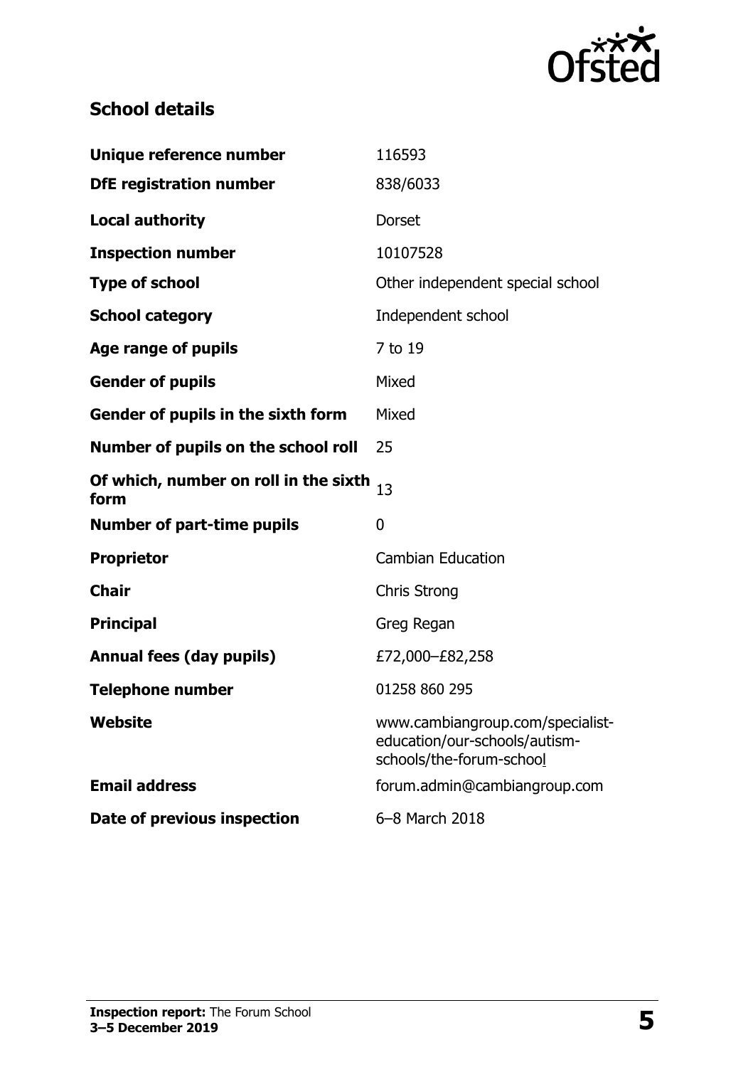## School details

| | |
|---|---|
| **Unique reference number** | 116593 |
| **DfE registration number** | 838/6033 |
| **Local authority** | Dorset |
| **Inspection number** | 10107528 |
| **Type of school** | Other independent special school |
| **School category** | Independent school |
| **Age range of pupils** | 7 to 19 |
| **Gender of pupils** | Mixed |
| **Gender of pupils in the sixth form** | Mixed |
| **Number of pupils on the school roll** | 25 |
| **Of which, number on roll in the sixth form** | 13 |
| **Number of part-time pupils** | 0 |
| **Proprietor** | Cambian Education |
| **Chair** | Chris Strong |
| **Principal** | Greg Regan |
| **Annual fees (day pupils)** | £72,000–£82,258 |
| **Telephone number** | 01258 860 295 |
| **Website** | www.cambiangroup.com/specialist-education/our-schools/autism-schools/the-forum-school |
| **Email address** | forum.admin@cambiangroup.com |
| **Date of previous inspection** | 6–8 March 2018 |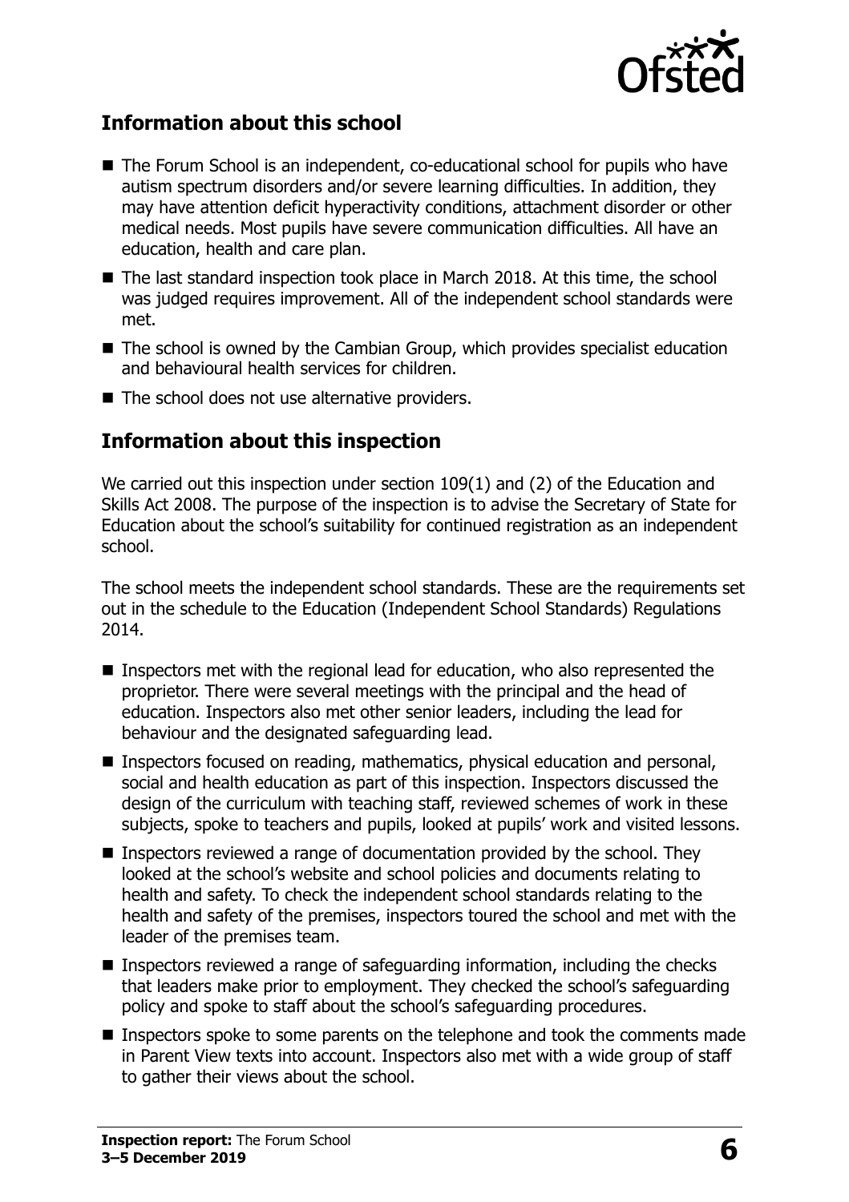## Information about this school

- The Forum School is an independent, co-educational school for pupils who have autism spectrum disorders and/or severe learning difficulties. In addition, they may have attention deficit hyperactivity conditions, attachment disorder or other medical needs. Most pupils have severe communication difficulties. All have an education, health and care plan.
- The last standard inspection took place in March 2018. At this time, the school was judged requires improvement. All of the independent school standards were met.
- The school is owned by the Cambian Group, which provides specialist education and behavioural health services for children.
- The school does not use alternative providers.

## Information about this inspection

We carried out this inspection under section 109(1) and (2) of the Education and Skills Act 2008. The purpose of the inspection is to advise the Secretary of State for Education about the school's suitability for continued registration as an independent school.

The school meets the independent school standards. These are the requirements set out in the schedule to the Education (Independent School Standards) Regulations 2014.

- Inspectors met with the regional lead for education, who also represented the proprietor. There were several meetings with the principal and the head of education. Inspectors also met other senior leaders, including the lead for behaviour and the designated safeguarding lead.
- Inspectors focused on reading, mathematics, physical education and personal, social and health education as part of this inspection. Inspectors discussed the design of the curriculum with teaching staff, reviewed schemes of work in these subjects, spoke to teachers and pupils, looked at pupils' work and visited lessons.
- Inspectors reviewed a range of documentation provided by the school. They looked at the school's website and school policies and documents relating to health and safety. To check the independent school standards relating to the health and safety of the premises, inspectors toured the school and met with the leader of the premises team.
- Inspectors reviewed a range of safeguarding information, including the checks that leaders make prior to employment. They checked the school's safeguarding policy and spoke to staff about the school's safeguarding procedures.
- Inspectors spoke to some parents on the telephone and took the comments made in Parent View texts into account. Inspectors also met with a wide group of staff to gather their views about the school.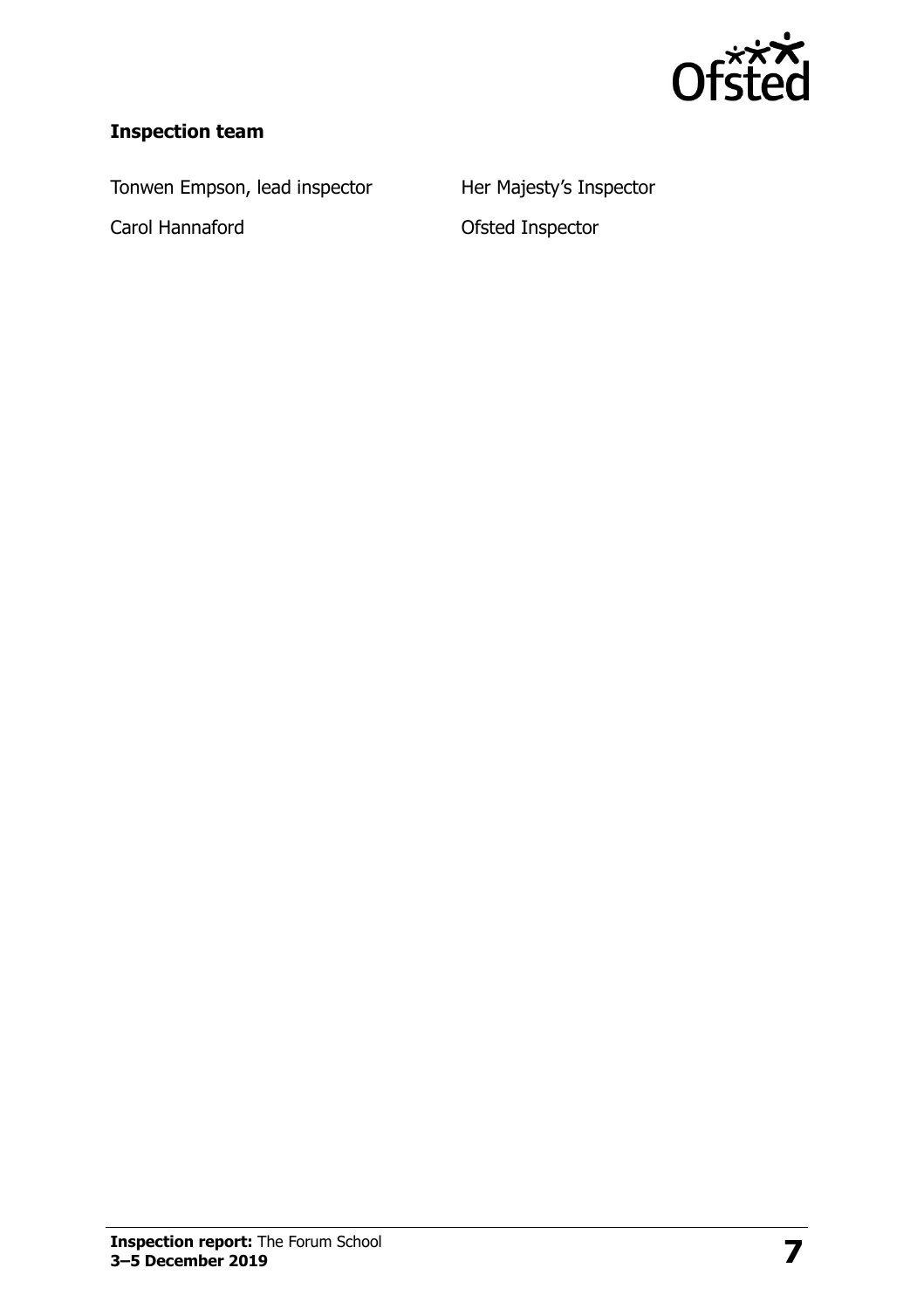### Inspection team

| | |
|---|---|
| Tonwen Empson, lead inspector | Her Majesty's Inspector |
| Carol Hannaford | Ofsted Inspector |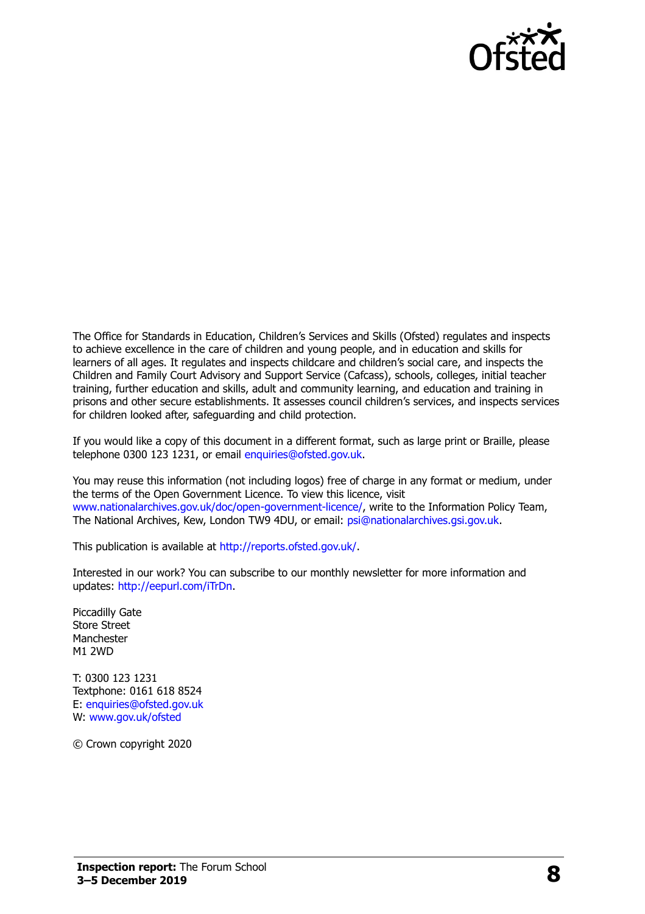The Office for Standards in Education, Children's Services and Skills (Ofsted) regulates and inspects to achieve excellence in the care of children and young people, and in education and skills for learners of all ages. It regulates and inspects childcare and children's social care, and inspects the Children and Family Court Advisory and Support Service (Cafcass), schools, colleges, initial teacher training, further education and skills, adult and community learning, and education and training in prisons and other secure establishments. It assesses council children's services, and inspects services for children looked after, safeguarding and child protection.

If you would like a copy of this document in a different format, such as large print or Braille, please telephone 0300 123 1231, or email enquiries@ofsted.gov.uk.

You may reuse this information (not including logos) free of charge in any format or medium, under the terms of the Open Government Licence. To view this licence, visit www.nationalarchives.gov.uk/doc/open-government-licence/, write to the Information Policy Team, The National Archives, Kew, London TW9 4DU, or email: psi@nationalarchives.gsi.gov.uk.

This publication is available at http://reports.ofsted.gov.uk/.

Interested in our work? You can subscribe to our monthly newsletter for more information and updates: http://eepurl.com/iTrDn.

Piccadilly Gate  
Store Street  
Manchester  
M1 2WD

T: 0300 123 1231  
Textphone: 0161 618 8524  
E: enquiries@ofsted.gov.uk  
W: www.gov.uk/ofsted

© Crown copyright 2020